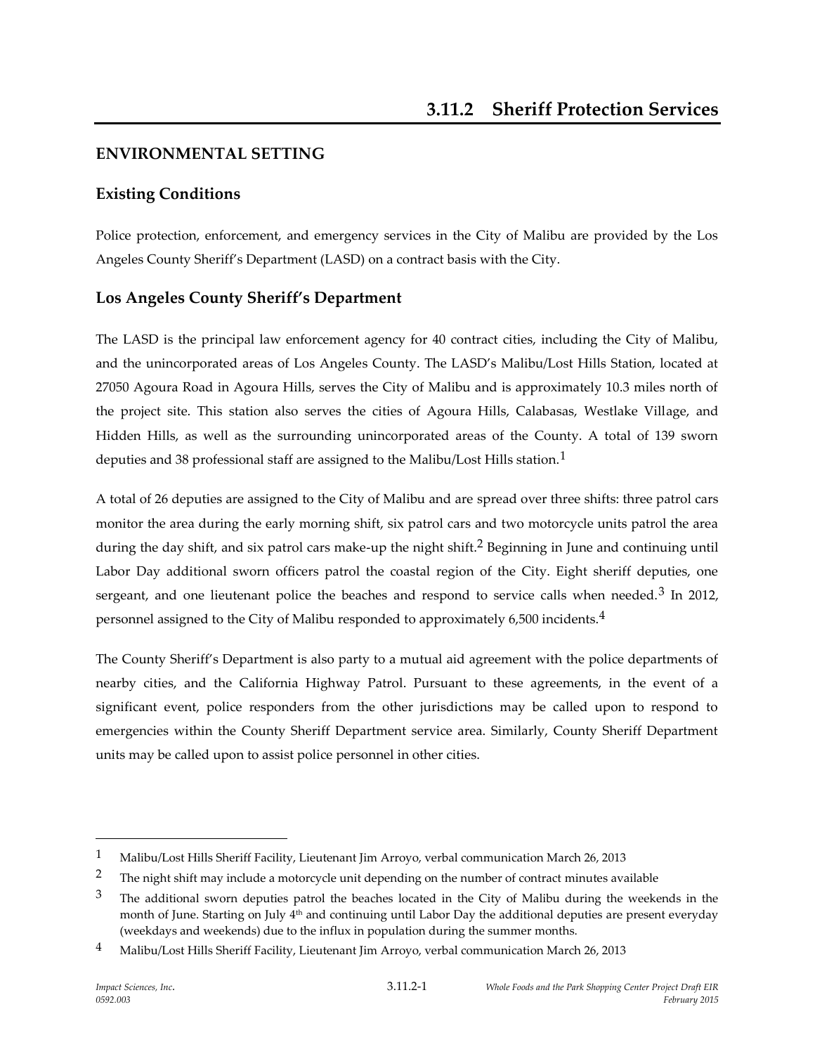# 3.11.2 Sheriff Protection Services

## ENVIRONMENTAL SETTING

### Existing Conditions

Police protection, enforcement, and emergency services in the City of Malibu are provided by the Los Angeles County Sheriff's Department (LASD) on a contract basis with the City.

### Los Angeles County Sheriff's Department

The LASD is the principal law enforcement agency for 40 contract cities, including the City of Malibu, and the unincorporated areas of Los Angeles County. The LASD's Malibu/Lost Hills Station, located at 27050 Agoura Road in Agoura Hills, serves the City of Malibu and is approximately 10.3 miles north of the project site. This station also serves the cities of Agoura Hills, Calabasas, Westlake Village, and Hidden Hills, as well as the surrounding unincorporated areas of the County. A total of 139 sworn deputies and 38 professional staff are assigned to the Malibu/Lost Hills station.[1]

A total of 26 deputies are assigned to the City of Malibu and are spread over three shifts: three patrol cars monitor the area during the early morning shift, six patrol cars and two motorcycle units patrol the area during the day shift, and six patrol cars make-up the night shift.[2] Beginning in June and continuing until Labor Day additional sworn officers patrol the coastal region of the City. Eight sheriff deputies, one sergeant, and one lieutenant police the beaches and respond to service calls when needed.[3] In 2012, personnel assigned to the City of Malibu responded to approximately 6,500 incidents.[4]

The County Sheriff's Department is also party to a mutual aid agreement with the police departments of nearby cities, and the California Highway Patrol. Pursuant to these agreements, in the event of a significant event, police responders from the other jurisdictions may be called upon to respond to emergencies within the County Sheriff Department service area. Similarly, County Sheriff Department units may be called upon to assist police personnel in other cities.

---

[1] Malibu/Lost Hills Sheriff Facility, Lieutenant Jim Arroyo, verbal communication March 26, 2013

[2] The night shift may include a motorcycle unit depending on the number of contract minutes available

[3] The additional sworn deputies patrol the beaches located in the City of Malibu during the weekends in the month of June. Starting on July 4th and continuing until Labor Day the additional deputies are present everyday (weekdays and weekends) due to the influx in population during the summer months.

[4] Malibu/Lost Hills Sheriff Facility, Lieutenant Jim Arroyo, verbal communication March 26, 2013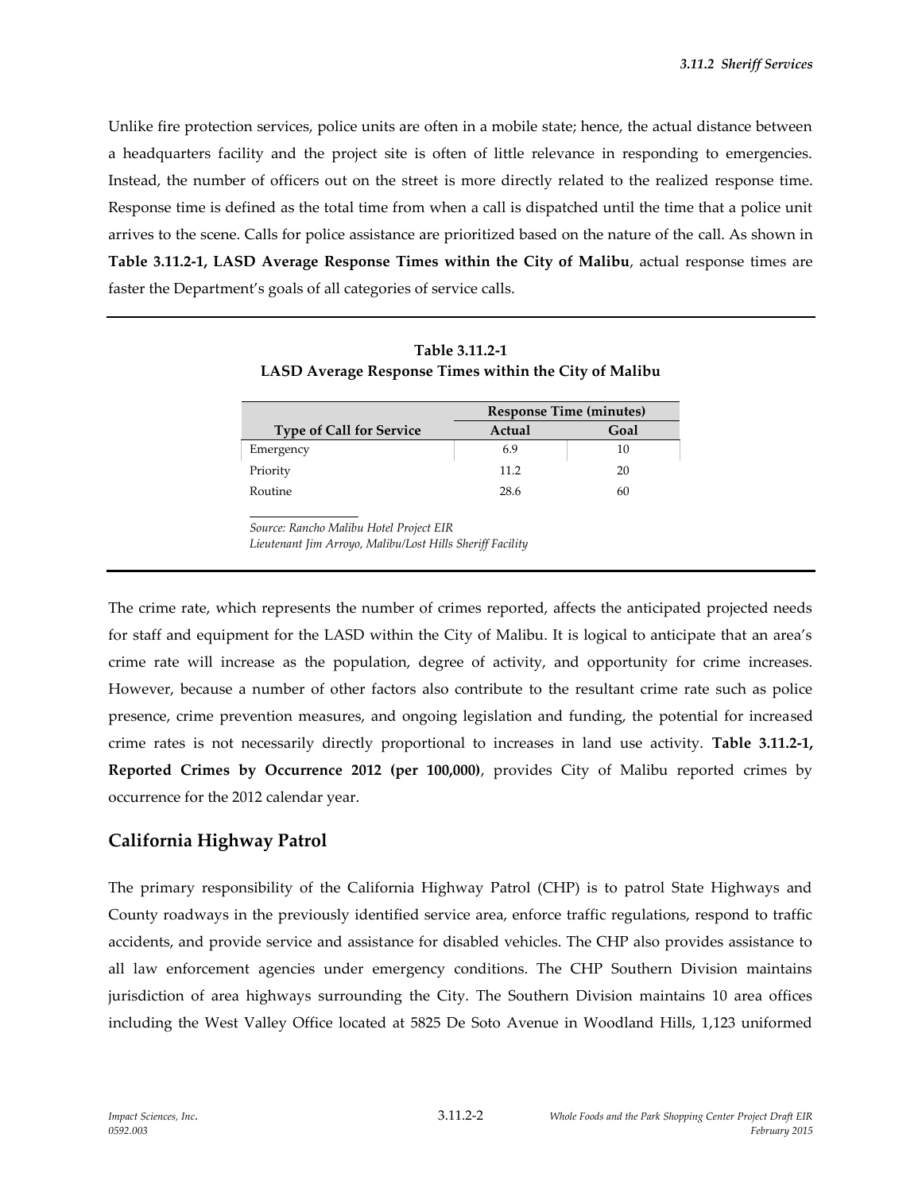Unlike fire protection services, police units are often in a mobile state; hence, the actual distance between a headquarters facility and the project site is often of little relevance in responding to emergencies. Instead, the number of officers out on the street is more directly related to the realized response time. Response time is defined as the total time from when a call is dispatched until the time that a police unit arrives to the scene. Calls for police assistance are prioritized based on the nature of the call. As shown in **Table 3.11.2-1, LASD Average Response Times within the City of Malibu**, actual response times are faster the Department's goals of all categories of service calls.

**Table 3.11.2-1**
**LASD Average Response Times within the City of Malibu**

| | Response Time (minutes) | |
|---|---|---|
| **Type of Call for Service** | **Actual** | **Goal** |
| Emergency | 6.9 | 10 |
| Priority | 11.2 | 20 |
| Routine | 28.6 | 60 |

*Source: Rancho Malibu Hotel Project EIR*
*Lieutenant Jim Arroyo, Malibu/Lost Hills Sheriff Facility*

The crime rate, which represents the number of crimes reported, affects the anticipated projected needs for staff and equipment for the LASD within the City of Malibu. It is logical to anticipate that an area's crime rate will increase as the population, degree of activity, and opportunity for crime increases. However, because a number of other factors also contribute to the resultant crime rate such as police presence, crime prevention measures, and ongoing legislation and funding, the potential for increased crime rates is not necessarily directly proportional to increases in land use activity. **Table 3.11.2-1, Reported Crimes by Occurrence 2012 (per 100,000)**, provides City of Malibu reported crimes by occurrence for the 2012 calendar year.

## California Highway Patrol

The primary responsibility of the California Highway Patrol (CHP) is to patrol State Highways and County roadways in the previously identified service area, enforce traffic regulations, respond to traffic accidents, and provide service and assistance for disabled vehicles. The CHP also provides assistance to all law enforcement agencies under emergency conditions. The CHP Southern Division maintains jurisdiction of area highways surrounding the City. The Southern Division maintains 10 area offices including the West Valley Office located at 5825 De Soto Avenue in Woodland Hills, 1,123 uniformed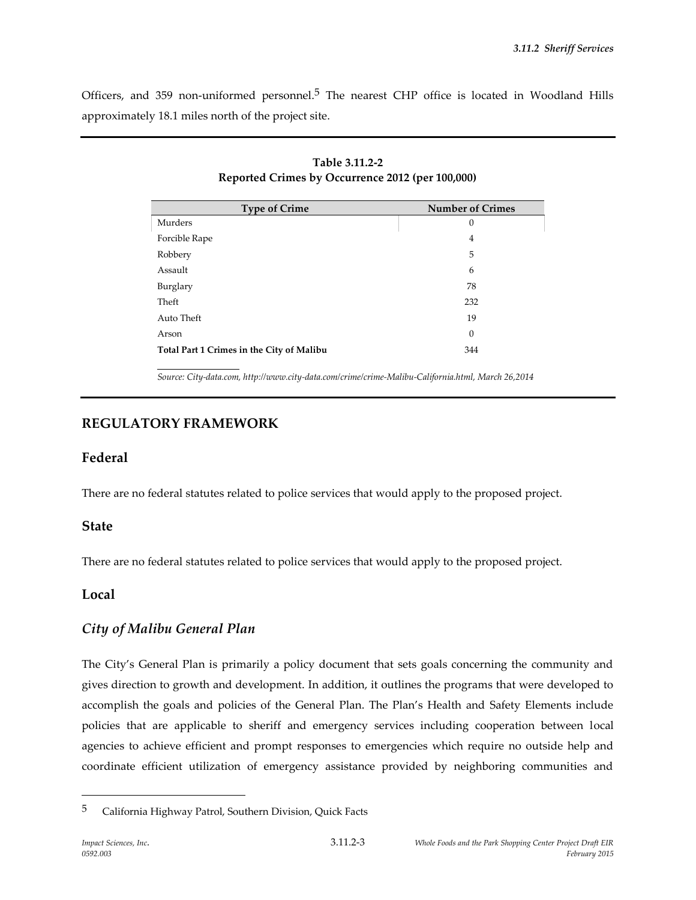Officers, and 359 non-uniformed personnel.[5] The nearest CHP office is located in Woodland Hills approximately 18.1 miles north of the project site.

**Table 3.11.2-2**
**Reported Crimes by Occurrence 2012 (per 100,000)**

| Type of Crime | Number of Crimes |
|---|---|
| Murders | 0 |
| Forcible Rape | 4 |
| Robbery | 5 |
| Assault | 6 |
| Burglary | 78 |
| Theft | 232 |
| Auto Theft | 19 |
| Arson | 0 |
| **Total Part 1 Crimes in the City of Malibu** | 344 |

*Source: City-data.com, http://www.city-data.com/crime/crime-Malibu-California.html, March 26,2014*

## REGULATORY FRAMEWORK

### Federal

There are no federal statutes related to police services that would apply to the proposed project.

### State

There are no federal statutes related to police services that would apply to the proposed project.

### Local

#### *City of Malibu General Plan*

The City's General Plan is primarily a policy document that sets goals concerning the community and gives direction to growth and development. In addition, it outlines the programs that were developed to accomplish the goals and policies of the General Plan. The Plan's Health and Safety Elements include policies that are applicable to sheriff and emergency services including cooperation between local agencies to achieve efficient and prompt responses to emergencies which require no outside help and coordinate efficient utilization of emergency assistance provided by neighboring communities and

[5] California Highway Patrol, Southern Division, Quick Facts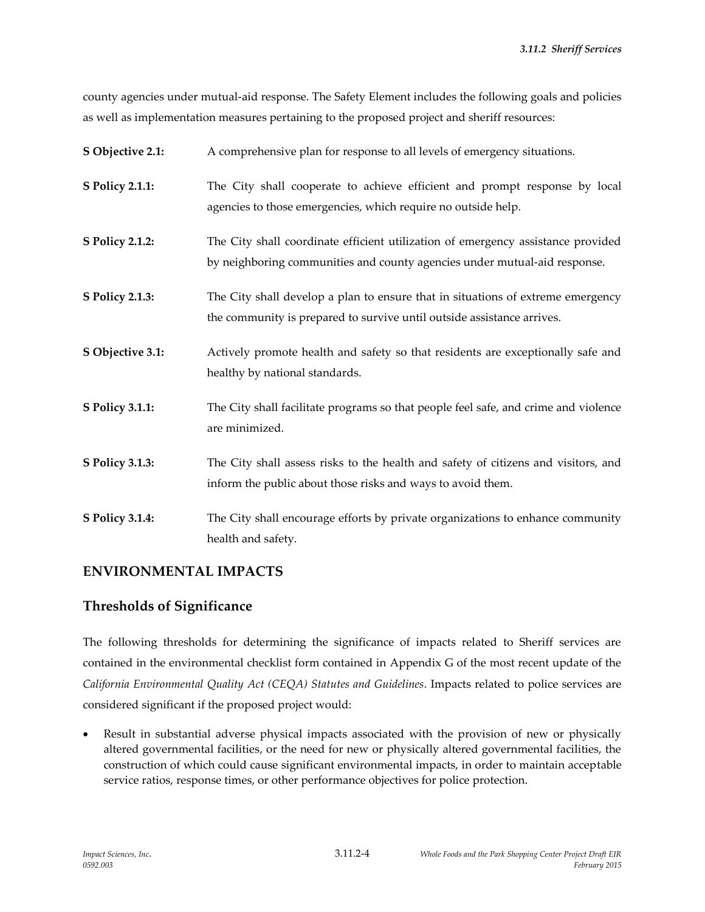county agencies under mutual-aid response. The Safety Element includes the following goals and policies as well as implementation measures pertaining to the proposed project and sheriff resources:

**S Objective 2.1:** A comprehensive plan for response to all levels of emergency situations.

**S Policy 2.1.1:** The City shall cooperate to achieve efficient and prompt response by local agencies to those emergencies, which require no outside help.

**S Policy 2.1.2:** The City shall coordinate efficient utilization of emergency assistance provided by neighboring communities and county agencies under mutual-aid response.

**S Policy 2.1.3:** The City shall develop a plan to ensure that in situations of extreme emergency the community is prepared to survive until outside assistance arrives.

**S Objective 3.1:** Actively promote health and safety so that residents are exceptionally safe and healthy by national standards.

**S Policy 3.1.1:** The City shall facilitate programs so that people feel safe, and crime and violence are minimized.

**S Policy 3.1.3:** The City shall assess risks to the health and safety of citizens and visitors, and inform the public about those risks and ways to avoid them.

**S Policy 3.1.4:** The City shall encourage efforts by private organizations to enhance community health and safety.

## ENVIRONMENTAL IMPACTS

### Thresholds of Significance

The following thresholds for determining the significance of impacts related to Sheriff services are contained in the environmental checklist form contained in Appendix G of the most recent update of the *California Environmental Quality Act (CEQA) Statutes and Guidelines*. Impacts related to police services are considered significant if the proposed project would:

- Result in substantial adverse physical impacts associated with the provision of new or physically altered governmental facilities, or the need for new or physically altered governmental facilities, the construction of which could cause significant environmental impacts, in order to maintain acceptable service ratios, response times, or other performance objectives for police protection.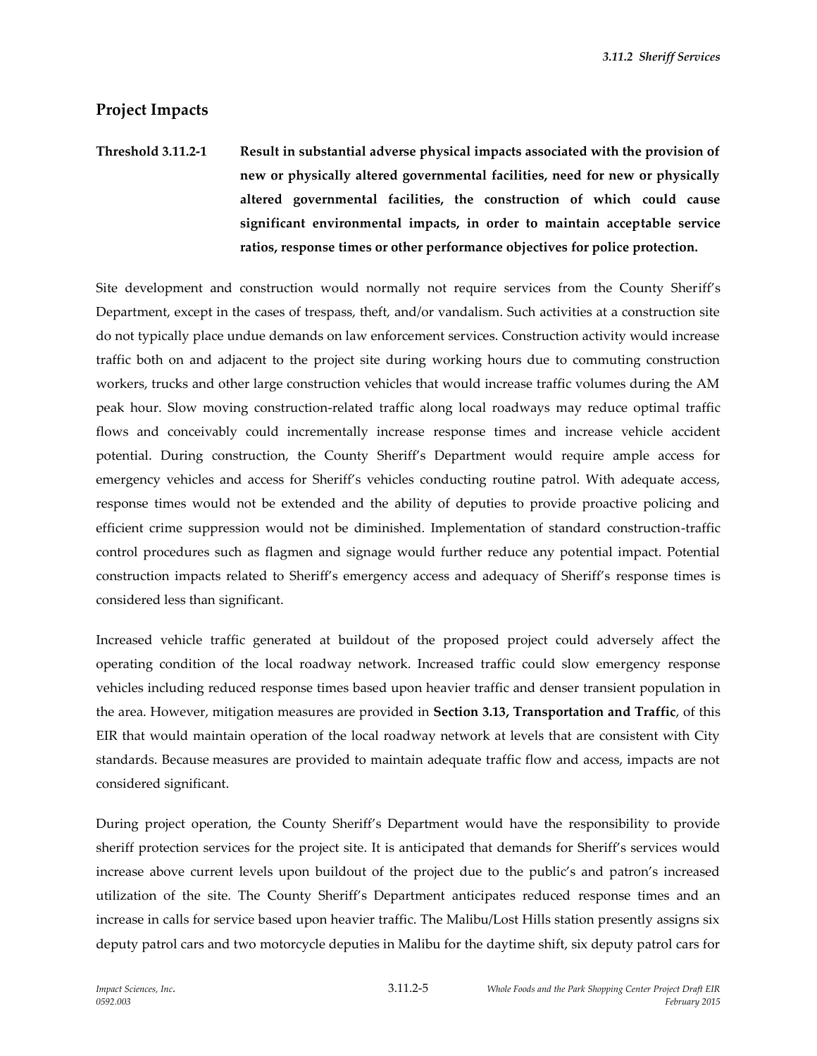## Project Impacts

**Threshold 3.11.2-1** **Result in substantial adverse physical impacts associated with the provision of new or physically altered governmental facilities, need for new or physically altered governmental facilities, the construction of which could cause significant environmental impacts, in order to maintain acceptable service ratios, response times or other performance objectives for police protection.**

Site development and construction would normally not require services from the County Sheriff's Department, except in the cases of trespass, theft, and/or vandalism. Such activities at a construction site do not typically place undue demands on law enforcement services. Construction activity would increase traffic both on and adjacent to the project site during working hours due to commuting construction workers, trucks and other large construction vehicles that would increase traffic volumes during the AM peak hour. Slow moving construction-related traffic along local roadways may reduce optimal traffic flows and conceivably could incrementally increase response times and increase vehicle accident potential. During construction, the County Sheriff's Department would require ample access for emergency vehicles and access for Sheriff's vehicles conducting routine patrol. With adequate access, response times would not be extended and the ability of deputies to provide proactive policing and efficient crime suppression would not be diminished. Implementation of standard construction-traffic control procedures such as flagmen and signage would further reduce any potential impact. Potential construction impacts related to Sheriff's emergency access and adequacy of Sheriff's response times is considered less than significant.

Increased vehicle traffic generated at buildout of the proposed project could adversely affect the operating condition of the local roadway network. Increased traffic could slow emergency response vehicles including reduced response times based upon heavier traffic and denser transient population in the area. However, mitigation measures are provided in **Section 3.13, Transportation and Traffic**, of this EIR that would maintain operation of the local roadway network at levels that are consistent with City standards. Because measures are provided to maintain adequate traffic flow and access, impacts are not considered significant.

During project operation, the County Sheriff's Department would have the responsibility to provide sheriff protection services for the project site. It is anticipated that demands for Sheriff's services would increase above current levels upon buildout of the project due to the public's and patron's increased utilization of the site. The County Sheriff's Department anticipates reduced response times and an increase in calls for service based upon heavier traffic. The Malibu/Lost Hills station presently assigns six deputy patrol cars and two motorcycle deputies in Malibu for the daytime shift, six deputy patrol cars for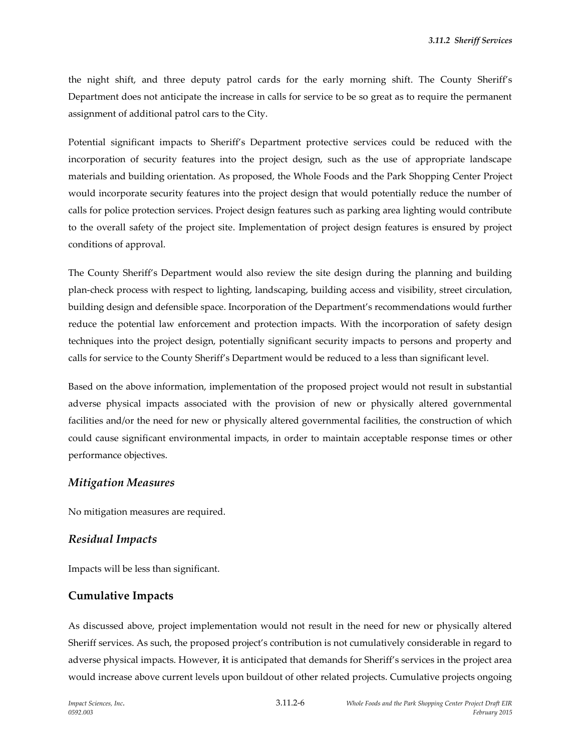the night shift, and three deputy patrol cards for the early morning shift. The County Sheriff's Department does not anticipate the increase in calls for service to be so great as to require the permanent assignment of additional patrol cars to the City.

Potential significant impacts to Sheriff's Department protective services could be reduced with the incorporation of security features into the project design, such as the use of appropriate landscape materials and building orientation. As proposed, the Whole Foods and the Park Shopping Center Project would incorporate security features into the project design that would potentially reduce the number of calls for police protection services. Project design features such as parking area lighting would contribute to the overall safety of the project site. Implementation of project design features is ensured by project conditions of approval.

The County Sheriff's Department would also review the site design during the planning and building plan-check process with respect to lighting, landscaping, building access and visibility, street circulation, building design and defensible space. Incorporation of the Department's recommendations would further reduce the potential law enforcement and protection impacts. With the incorporation of safety design techniques into the project design, potentially significant security impacts to persons and property and calls for service to the County Sheriff's Department would be reduced to a less than significant level.

Based on the above information, implementation of the proposed project would not result in substantial adverse physical impacts associated with the provision of new or physically altered governmental facilities and/or the need for new or physically altered governmental facilities, the construction of which could cause significant environmental impacts, in order to maintain acceptable response times or other performance objectives.

### *Mitigation Measures*

No mitigation measures are required.

### *Residual Impacts*

Impacts will be less than significant.

## Cumulative Impacts

As discussed above, project implementation would not result in the need for new or physically altered Sheriff services. As such, the proposed project's contribution is not cumulatively considerable in regard to adverse physical impacts. However, it is anticipated that demands for Sheriff's services in the project area would increase above current levels upon buildout of other related projects. Cumulative projects ongoing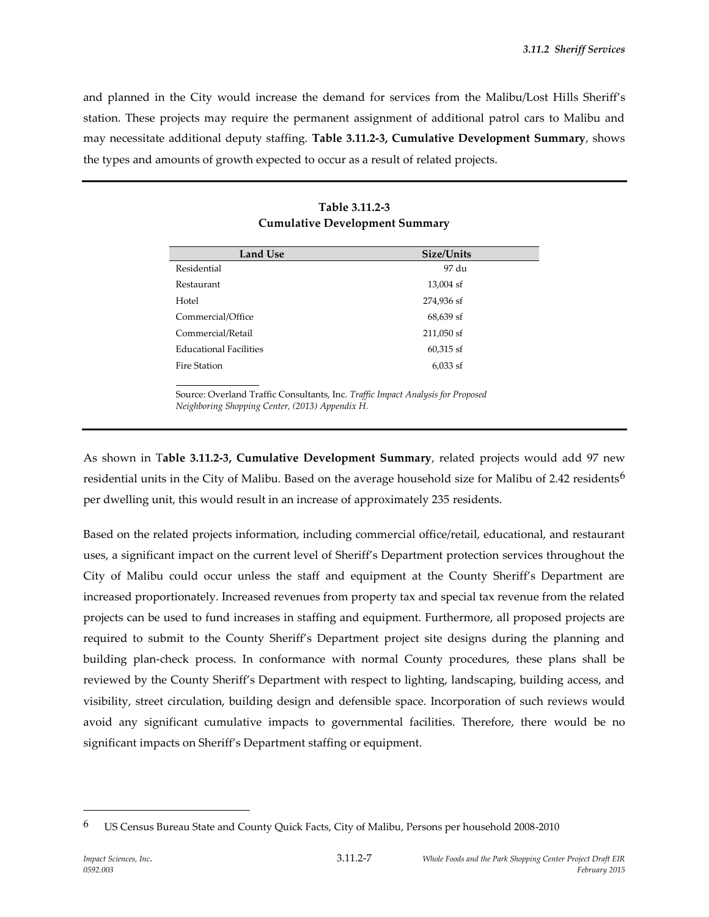and planned in the City would increase the demand for services from the Malibu/Lost Hills Sheriff's station. These projects may require the permanent assignment of additional patrol cars to Malibu and may necessitate additional deputy staffing. **Table 3.11.2-3, Cumulative Development Summary**, shows the types and amounts of growth expected to occur as a result of related projects.

**Table 3.11.2-3**
**Cumulative Development Summary**

| Land Use | Size/Units |
|---|---|
| Residential | 97 du |
| Restaurant | 13,004 sf |
| Hotel | 274,936 sf |
| Commercial/Office | 68,639 sf |
| Commercial/Retail | 211,050 sf |
| Educational Facilities | 60,315 sf |
| Fire Station | 6,033 sf |

Source: Overland Traffic Consultants, Inc. *Traffic Impact Analysis for Proposed Neighboring Shopping Center, (2013) Appendix H.*

As shown in T**able 3.11.2-3, Cumulative Development Summary**, related projects would add 97 new residential units in the City of Malibu. Based on the average household size for Malibu of 2.42 residents[6] per dwelling unit, this would result in an increase of approximately 235 residents.

Based on the related projects information, including commercial office/retail, educational, and restaurant uses, a significant impact on the current level of Sheriff's Department protection services throughout the City of Malibu could occur unless the staff and equipment at the County Sheriff's Department are increased proportionately. Increased revenues from property tax and special tax revenue from the related projects can be used to fund increases in staffing and equipment. Furthermore, all proposed projects are required to submit to the County Sheriff's Department project site designs during the planning and building plan-check process. In conformance with normal County procedures, these plans shall be reviewed by the County Sheriff's Department with respect to lighting, landscaping, building access, and visibility, street circulation, building design and defensible space. Incorporation of such reviews would avoid any significant cumulative impacts to governmental facilities. Therefore, there would be no significant impacts on Sheriff's Department staffing or equipment.

---

[6] US Census Bureau State and County Quick Facts, City of Malibu, Persons per household 2008-2010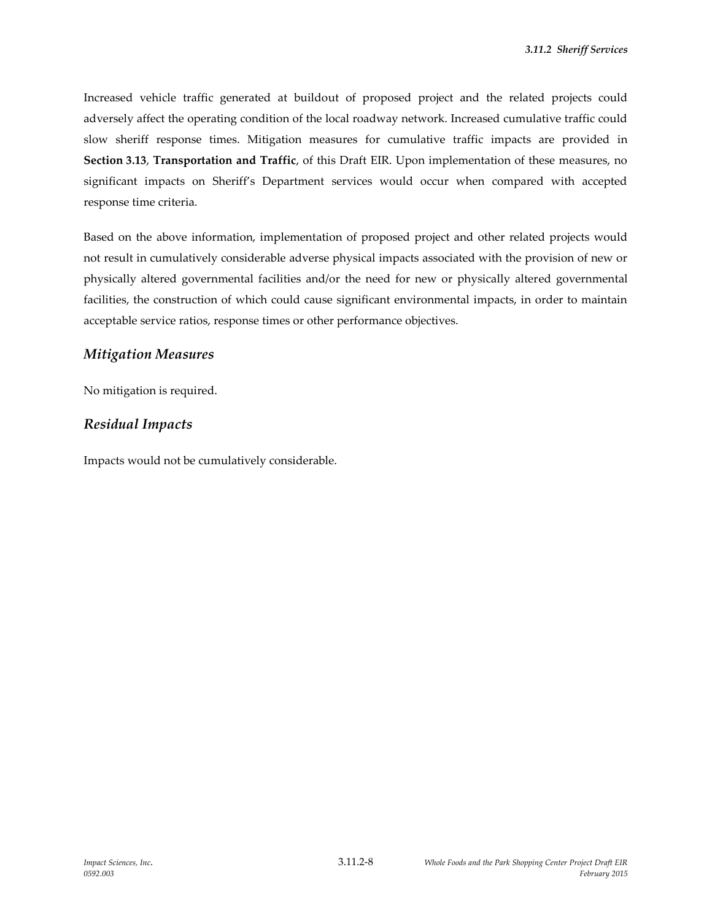Increased vehicle traffic generated at buildout of proposed project and the related projects could adversely affect the operating condition of the local roadway network. Increased cumulative traffic could slow sheriff response times. Mitigation measures for cumulative traffic impacts are provided in **Section 3.13**, **Transportation and Traffic**, of this Draft EIR. Upon implementation of these measures, no significant impacts on Sheriff's Department services would occur when compared with accepted response time criteria.

Based on the above information, implementation of proposed project and other related projects would not result in cumulatively considerable adverse physical impacts associated with the provision of new or physically altered governmental facilities and/or the need for new or physically altered governmental facilities, the construction of which could cause significant environmental impacts, in order to maintain acceptable service ratios, response times or other performance objectives.

### *Mitigation Measures*

No mitigation is required.

### *Residual Impacts*

Impacts would not be cumulatively considerable.